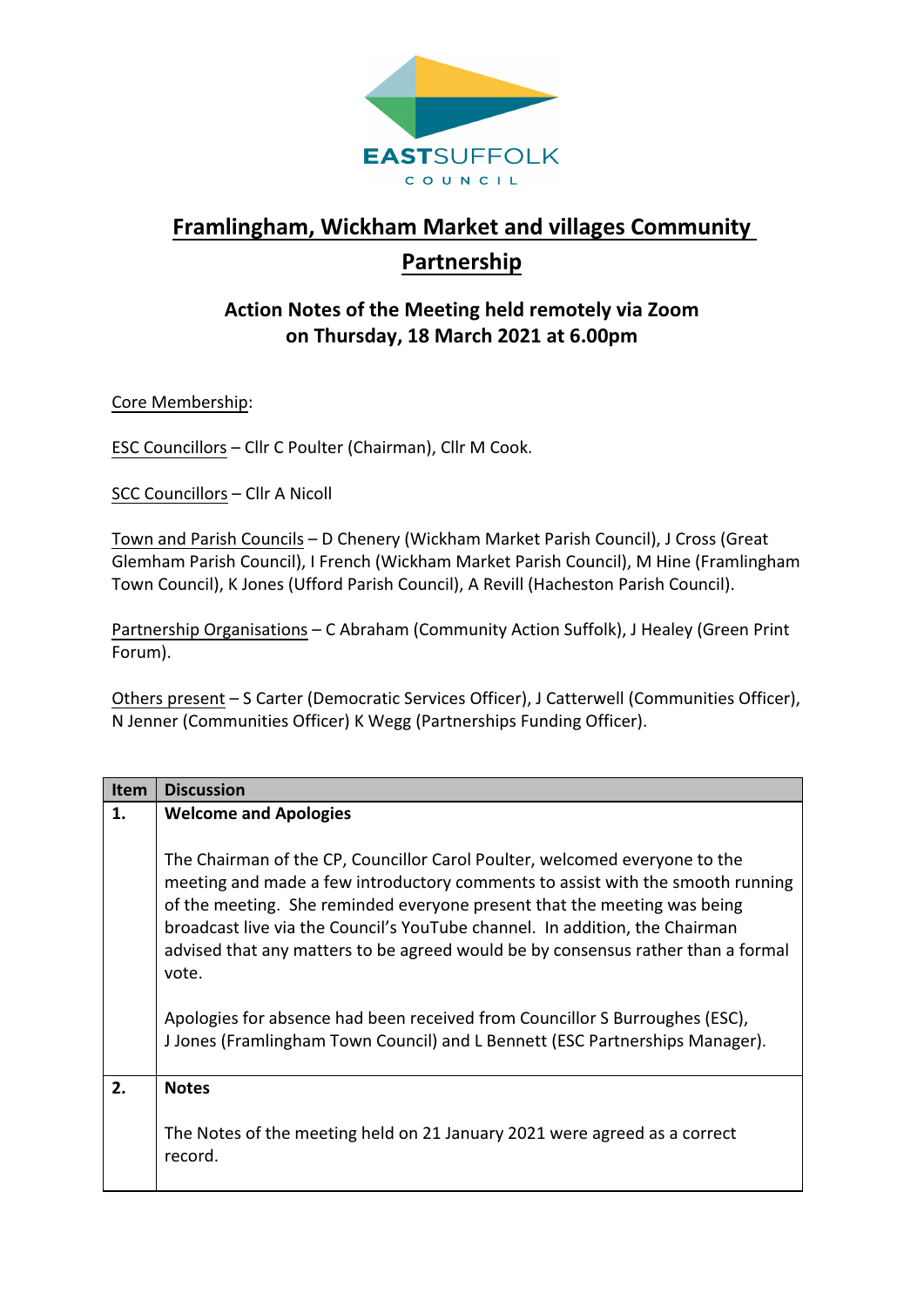# Framlingham, Wickham Market and villages Community Partnership

## Action Notes of the Meeting held remotely via Zoom on Thursday, 18 March 2021 at 6.00pm

Core Membership:

ESC Councillors – Cllr C Poulter (Chairman), Cllr M Cook.

SCC Councillors – Cllr A Nicoll

Town and Parish Councils – D Chenery (Wickham Market Parish Council), J Cross (Great Glemham Parish Council), I French (Wickham Market Parish Council), M Hine (Framlingham Town Council), K Jones (Ufford Parish Council), A Revill (Hacheston Parish Council).

Partnership Organisations – C Abraham (Community Action Suffolk), J Healey (Green Print Forum).

Others present – S Carter (Democratic Services Officer), J Catterwell (Communities Officer), N Jenner (Communities Officer) K Wegg (Partnerships Funding Officer).

| Item | Discussion |
|---|---|
| **1.** | **Welcome and Apologies**<br><br>The Chairman of the CP, Councillor Carol Poulter, welcomed everyone to the meeting and made a few introductory comments to assist with the smooth running of the meeting. She reminded everyone present that the meeting was being broadcast live via the Council's YouTube channel. In addition, the Chairman advised that any matters to be agreed would be by consensus rather than a formal vote.<br><br>Apologies for absence had been received from Councillor S Burroughes (ESC), J Jones (Framlingham Town Council) and L Bennett (ESC Partnerships Manager). |
| **2.** | **Notes**<br><br>The Notes of the meeting held on 21 January 2021 were agreed as a correct record. |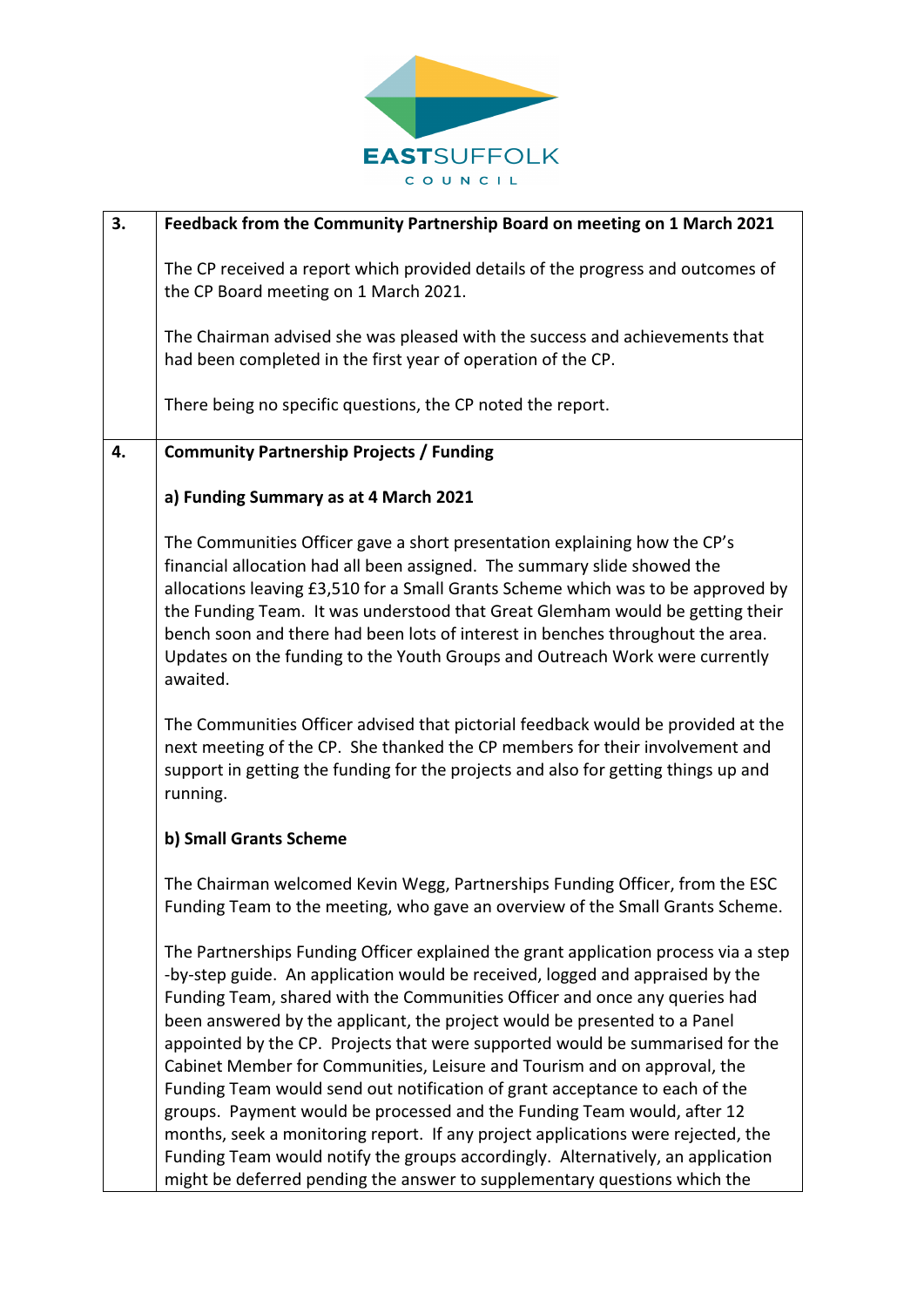| | |
|---|---|
| 3. | **Feedback from the Community Partnership Board on meeting on 1 March 2021**<br><br>The CP received a report which provided details of the progress and outcomes of the CP Board meeting on 1 March 2021.<br><br>The Chairman advised she was pleased with the success and achievements that had been completed in the first year of operation of the CP.<br><br>There being no specific questions, the CP noted the report. |
| 4. | **Community Partnership Projects / Funding**<br><br>**a) Funding Summary as at 4 March 2021**<br><br>The Communities Officer gave a short presentation explaining how the CP's financial allocation had all been assigned. The summary slide showed the allocations leaving £3,510 for a Small Grants Scheme which was to be approved by the Funding Team. It was understood that Great Glemham would be getting their bench soon and there had been lots of interest in benches throughout the area. Updates on the funding to the Youth Groups and Outreach Work were currently awaited.<br><br>The Communities Officer advised that pictorial feedback would be provided at the next meeting of the CP. She thanked the CP members for their involvement and support in getting the funding for the projects and also for getting things up and running.<br><br>**b) Small Grants Scheme**<br><br>The Chairman welcomed Kevin Wegg, Partnerships Funding Officer, from the ESC Funding Team to the meeting, who gave an overview of the Small Grants Scheme.<br><br>The Partnerships Funding Officer explained the grant application process via a step-by-step guide. An application would be received, logged and appraised by the Funding Team, shared with the Communities Officer and once any queries had been answered by the applicant, the project would be presented to a Panel appointed by the CP. Projects that were supported would be summarised for the Cabinet Member for Communities, Leisure and Tourism and on approval, the Funding Team would send out notification of grant acceptance to each of the groups. Payment would be processed and the Funding Team would, after 12 months, seek a monitoring report. If any project applications were rejected, the Funding Team would notify the groups accordingly. Alternatively, an application might be deferred pending the answer to supplementary questions which the |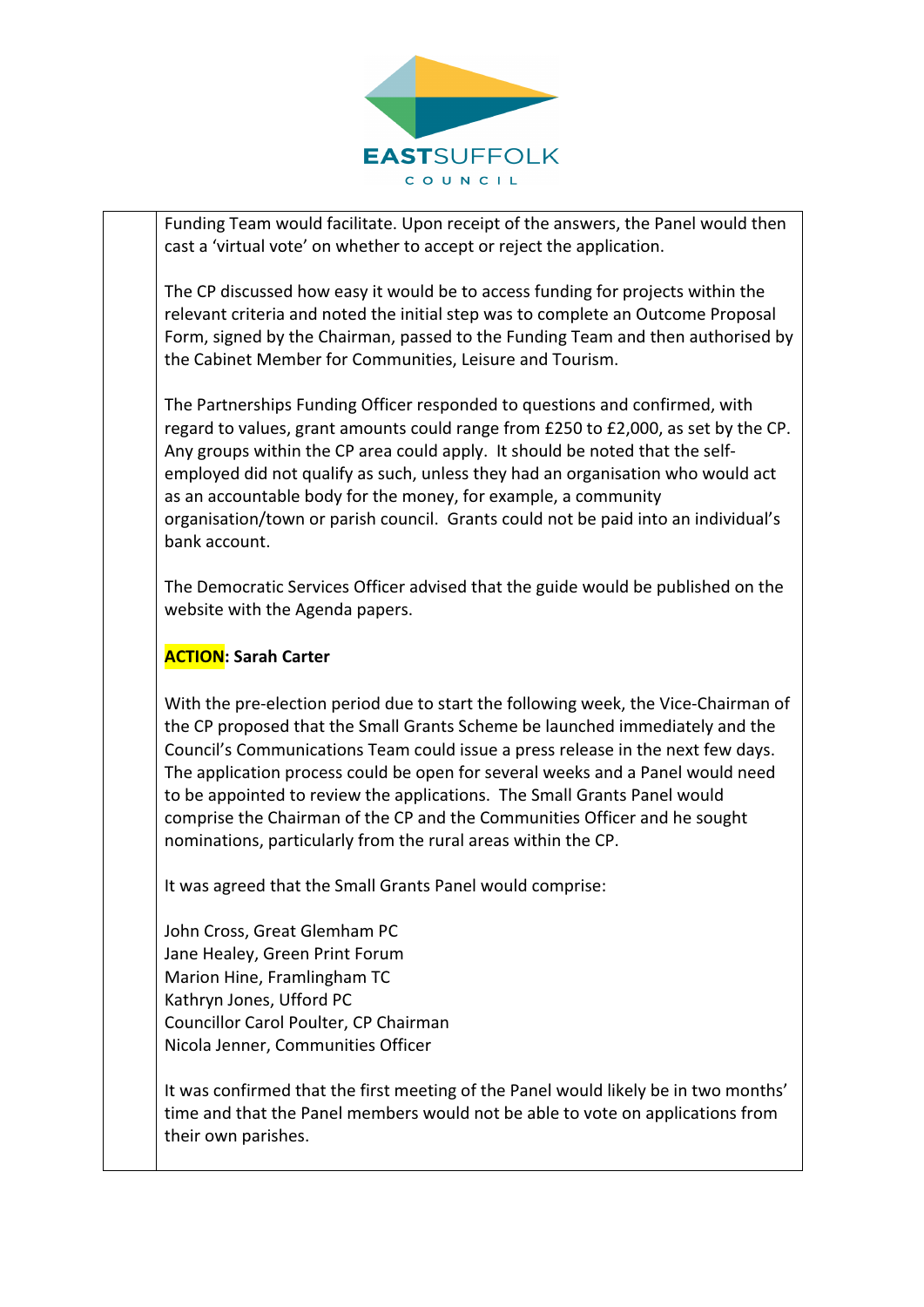Funding Team would facilitate. Upon receipt of the answers, the Panel would then cast a 'virtual vote' on whether to accept or reject the application.

The CP discussed how easy it would be to access funding for projects within the relevant criteria and noted the initial step was to complete an Outcome Proposal Form, signed by the Chairman, passed to the Funding Team and then authorised by the Cabinet Member for Communities, Leisure and Tourism.

The Partnerships Funding Officer responded to questions and confirmed, with regard to values, grant amounts could range from £250 to £2,000, as set by the CP. Any groups within the CP area could apply. It should be noted that the self-employed did not qualify as such, unless they had an organisation who would act as an accountable body for the money, for example, a community organisation/town or parish council. Grants could not be paid into an individual's bank account.

The Democratic Services Officer advised that the guide would be published on the website with the Agenda papers.

**ACTION: Sarah Carter**

With the pre-election period due to start the following week, the Vice-Chairman of the CP proposed that the Small Grants Scheme be launched immediately and the Council's Communications Team could issue a press release in the next few days. The application process could be open for several weeks and a Panel would need to be appointed to review the applications. The Small Grants Panel would comprise the Chairman of the CP and the Communities Officer and he sought nominations, particularly from the rural areas within the CP.

It was agreed that the Small Grants Panel would comprise:

John Cross, Great Glemham PC
Jane Healey, Green Print Forum
Marion Hine, Framlingham TC
Kathryn Jones, Ufford PC
Councillor Carol Poulter, CP Chairman
Nicola Jenner, Communities Officer

It was confirmed that the first meeting of the Panel would likely be in two months' time and that the Panel members would not be able to vote on applications from their own parishes.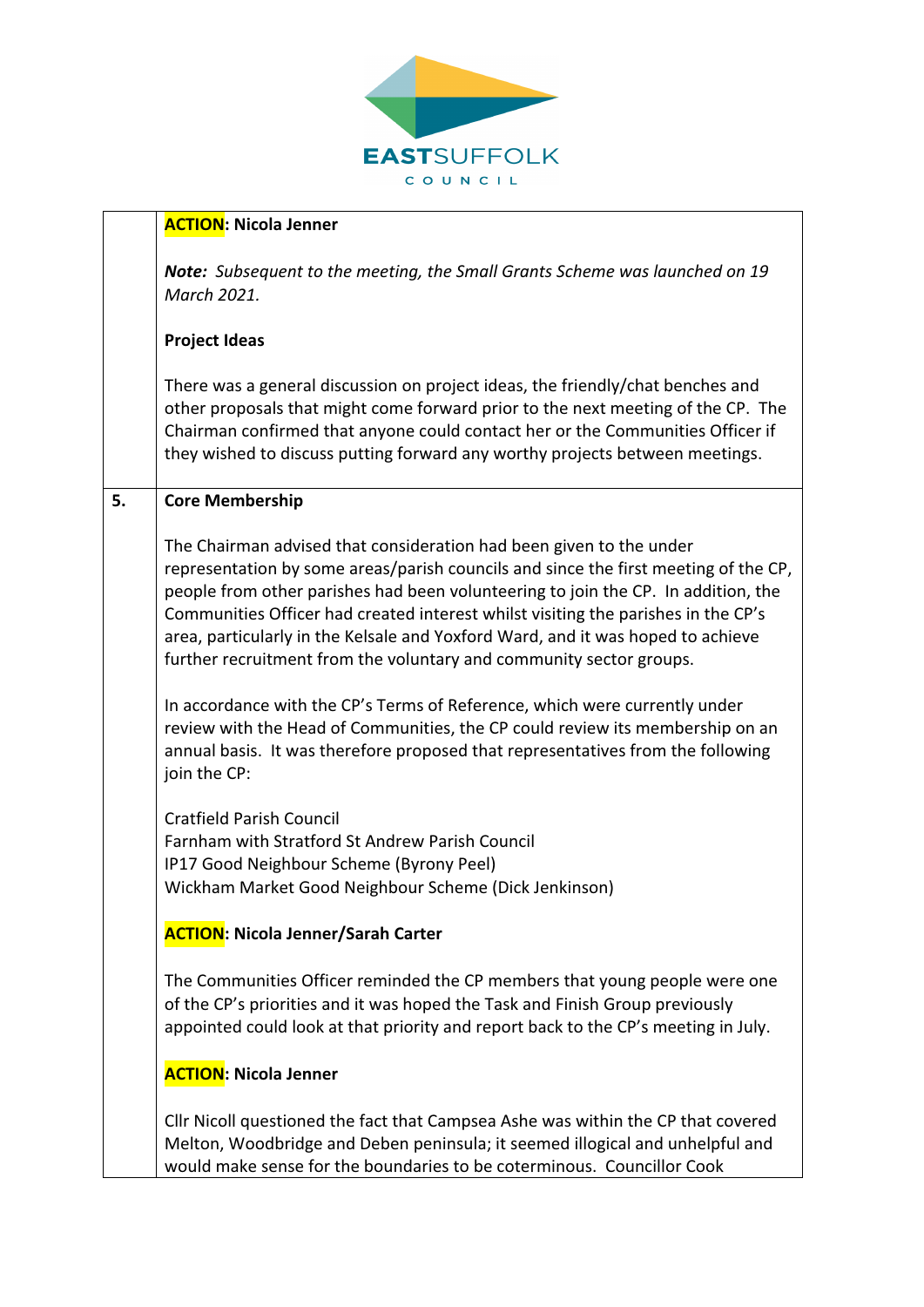| | |
|---|---|
| | **ACTION: Nicola Jenner**<br><br>***Note:*** *Subsequent to the meeting, the Small Grants Scheme was launched on 19 March 2021.*<br><br>**Project Ideas**<br><br>There was a general discussion on project ideas, the friendly/chat benches and other proposals that might come forward prior to the next meeting of the CP. The Chairman confirmed that anyone could contact her or the Communities Officer if they wished to discuss putting forward any worthy projects between meetings. |
| **5.** | **Core Membership**<br><br>The Chairman advised that consideration had been given to the under representation by some areas/parish councils and since the first meeting of the CP, people from other parishes had been volunteering to join the CP. In addition, the Communities Officer had created interest whilst visiting the parishes in the CP's area, particularly in the Kelsale and Yoxford Ward, and it was hoped to achieve further recruitment from the voluntary and community sector groups.<br><br>In accordance with the CP's Terms of Reference, which were currently under review with the Head of Communities, the CP could review its membership on an annual basis. It was therefore proposed that representatives from the following join the CP:<br><br>Cratfield Parish Council<br>Farnham with Stratford St Andrew Parish Council<br>IP17 Good Neighbour Scheme (Byrony Peel)<br>Wickham Market Good Neighbour Scheme (Dick Jenkinson)<br><br>**ACTION: Nicola Jenner/Sarah Carter**<br><br>The Communities Officer reminded the CP members that young people were one of the CP's priorities and it was hoped the Task and Finish Group previously appointed could look at that priority and report back to the CP's meeting in July.<br><br>**ACTION: Nicola Jenner**<br><br>Cllr Nicoll questioned the fact that Campsea Ashe was within the CP that covered Melton, Woodbridge and Deben peninsula; it seemed illogical and unhelpful and would make sense for the boundaries to be coterminous. Councillor Cook |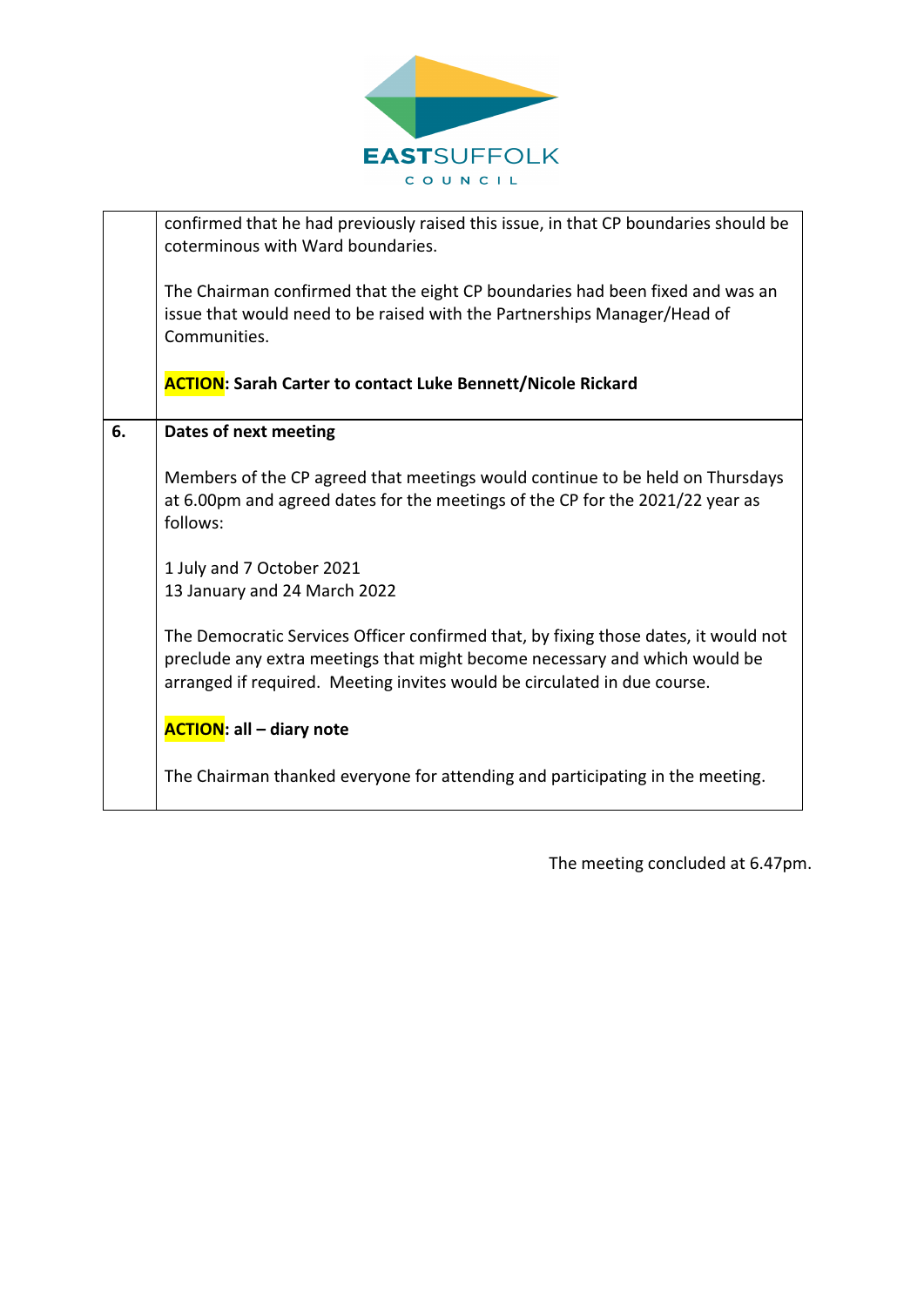| | |
|---|---|
| | confirmed that he had previously raised this issue, in that CP boundaries should be coterminous with Ward boundaries.<br><br>The Chairman confirmed that the eight CP boundaries had been fixed and was an issue that would need to be raised with the Partnerships Manager/Head of Communities.<br><br>**ACTION: Sarah Carter to contact Luke Bennett/Nicole Rickard** |
| **6.** | **Dates of next meeting**<br><br>Members of the CP agreed that meetings would continue to be held on Thursdays at 6.00pm and agreed dates for the meetings of the CP for the 2021/22 year as follows:<br><br>1 July and 7 October 2021<br>13 January and 24 March 2022<br><br>The Democratic Services Officer confirmed that, by fixing those dates, it would not preclude any extra meetings that might become necessary and which would be arranged if required. Meeting invites would be circulated in due course.<br><br>**ACTION: all – diary note**<br><br>The Chairman thanked everyone for attending and participating in the meeting. |

The meeting concluded at 6.47pm.